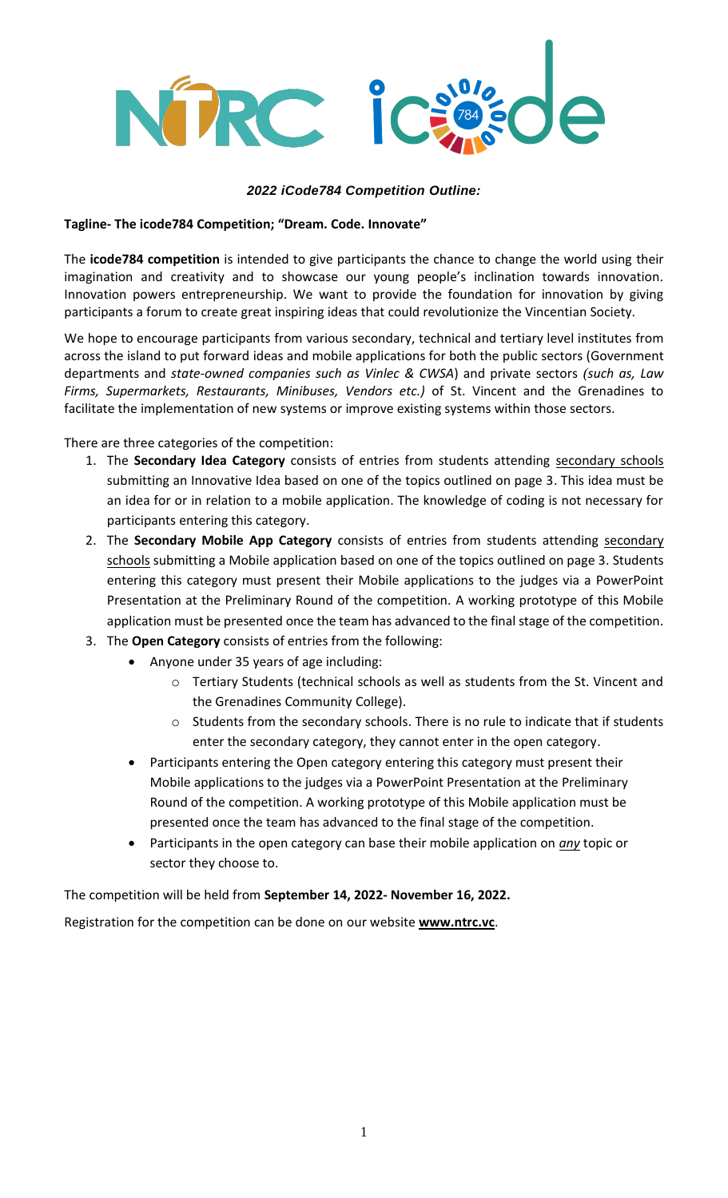***2022 iCode784 Competition Outline:***

**Tagline- The icode784 Competition; "Dream. Code. Innovate"**

The **icode784 competition** is intended to give participants the chance to change the world using their imagination and creativity and to showcase our young people's inclination towards innovation. Innovation powers entrepreneurship. We want to provide the foundation for innovation by giving participants a forum to create great inspiring ideas that could revolutionize the Vincentian Society.

We hope to encourage participants from various secondary, technical and tertiary level institutes from across the island to put forward ideas and mobile applications for both the public sectors (Government departments and *state-owned companies such as Vinlec & CWSA*) and private sectors *(such as, Law Firms, Supermarkets, Restaurants, Minibuses, Vendors etc.)* of St. Vincent and the Grenadines to facilitate the implementation of new systems or improve existing systems within those sectors.

There are three categories of the competition:

1. The **Secondary Idea Category** consists of entries from students attending secondary schools submitting an Innovative Idea based on one of the topics outlined on page 3. This idea must be an idea for or in relation to a mobile application. The knowledge of coding is not necessary for participants entering this category.
2. The **Secondary Mobile App Category** consists of entries from students attending secondary schools submitting a Mobile application based on one of the topics outlined on page 3. Students entering this category must present their Mobile applications to the judges via a PowerPoint Presentation at the Preliminary Round of the competition. A working prototype of this Mobile application must be presented once the team has advanced to the final stage of the competition.
3. The **Open Category** consists of entries from the following:
   - Anyone under 35 years of age including:
     - Tertiary Students (technical schools as well as students from the St. Vincent and the Grenadines Community College).
     - Students from the secondary schools. There is no rule to indicate that if students enter the secondary category, they cannot enter in the open category.
   - Participants entering the Open category entering this category must present their Mobile applications to the judges via a PowerPoint Presentation at the Preliminary Round of the competition. A working prototype of this Mobile application must be presented once the team has advanced to the final stage of the competition.
   - Participants in the open category can base their mobile application on ***any*** topic or sector they choose to.

The competition will be held from **September 14, 2022- November 16, 2022.**

Registration for the competition can be done on our website **www.ntrc.vc**.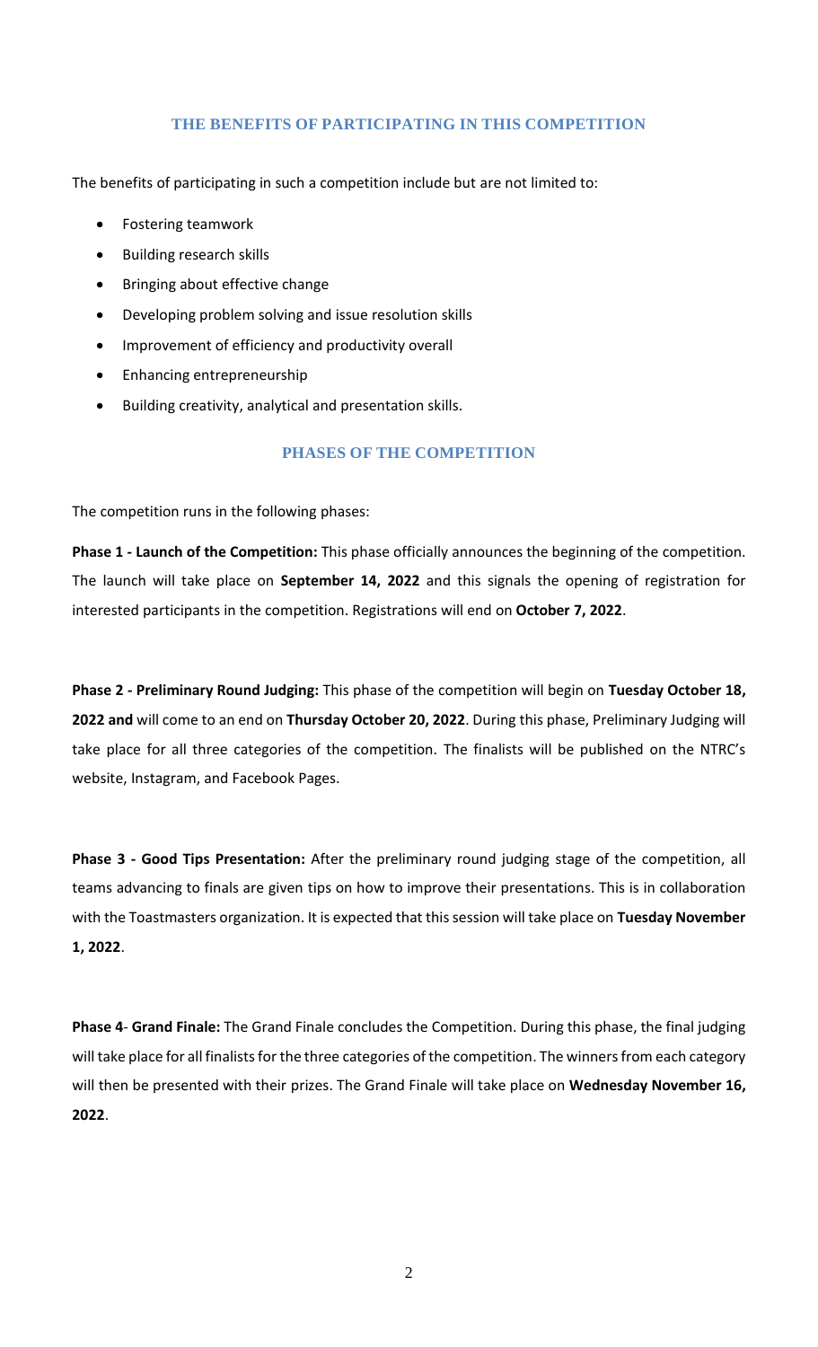## THE BENEFITS OF PARTICIPATING IN THIS COMPETITION

The benefits of participating in such a competition include but are not limited to:

- Fostering teamwork
- Building research skills
- Bringing about effective change
- Developing problem solving and issue resolution skills
- Improvement of efficiency and productivity overall
- Enhancing entrepreneurship
- Building creativity, analytical and presentation skills.

## PHASES OF THE COMPETITION

The competition runs in the following phases:

**Phase 1 - Launch of the Competition:** This phase officially announces the beginning of the competition. The launch will take place on **September 14, 2022** and this signals the opening of registration for interested participants in the competition. Registrations will end on **October 7, 2022**.

**Phase 2 - Preliminary Round Judging:** This phase of the competition will begin on **Tuesday October 18, 2022 and** will come to an end on **Thursday October 20, 2022**. During this phase, Preliminary Judging will take place for all three categories of the competition. The finalists will be published on the NTRC's website, Instagram, and Facebook Pages.

**Phase 3 - Good Tips Presentation:** After the preliminary round judging stage of the competition, all teams advancing to finals are given tips on how to improve their presentations. This is in collaboration with the Toastmasters organization. It is expected that this session will take place on **Tuesday November 1, 2022**.

**Phase 4**- **Grand Finale:** The Grand Finale concludes the Competition. During this phase, the final judging will take place for all finalists for the three categories of the competition. The winners from each category will then be presented with their prizes. The Grand Finale will take place on **Wednesday November 16, 2022**.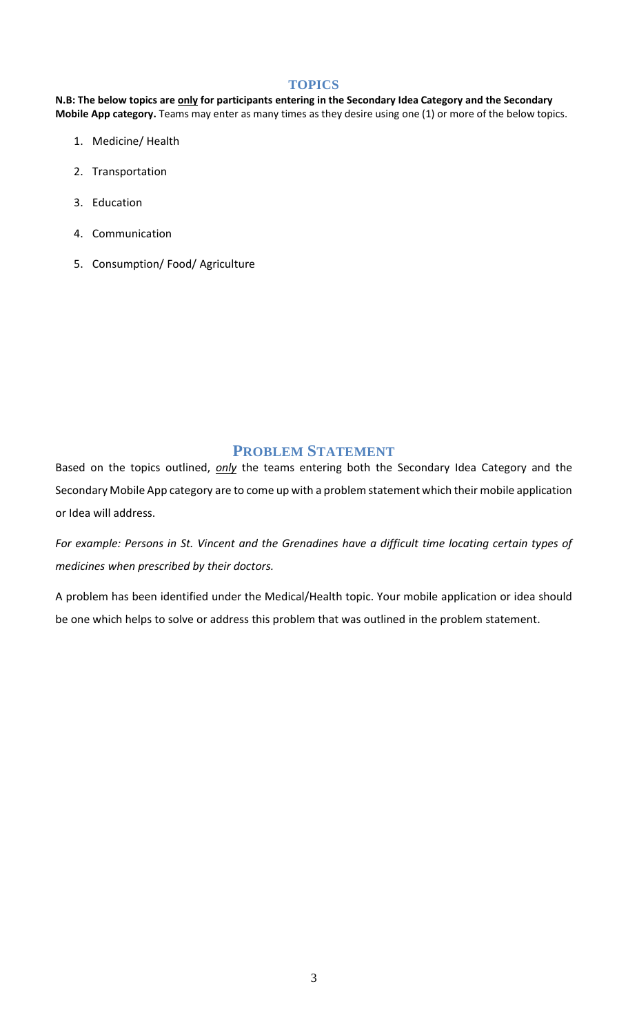## TOPICS

**N.B: The below topics are <u>only</u> for participants entering in the Secondary Idea Category and the Secondary Mobile App category.** Teams may enter as many times as they desire using one (1) or more of the below topics.

1. Medicine/ Health
2. Transportation
3. Education
4. Communication
5. Consumption/ Food/ Agriculture

## PROBLEM STATEMENT

Based on the topics outlined, ***only*** the teams entering both the Secondary Idea Category and the Secondary Mobile App category are to come up with a problem statement which their mobile application or Idea will address.

*For example: Persons in St. Vincent and the Grenadines have a difficult time locating certain types of medicines when prescribed by their doctors.*

A problem has been identified under the Medical/Health topic. Your mobile application or idea should be one which helps to solve or address this problem that was outlined in the problem statement.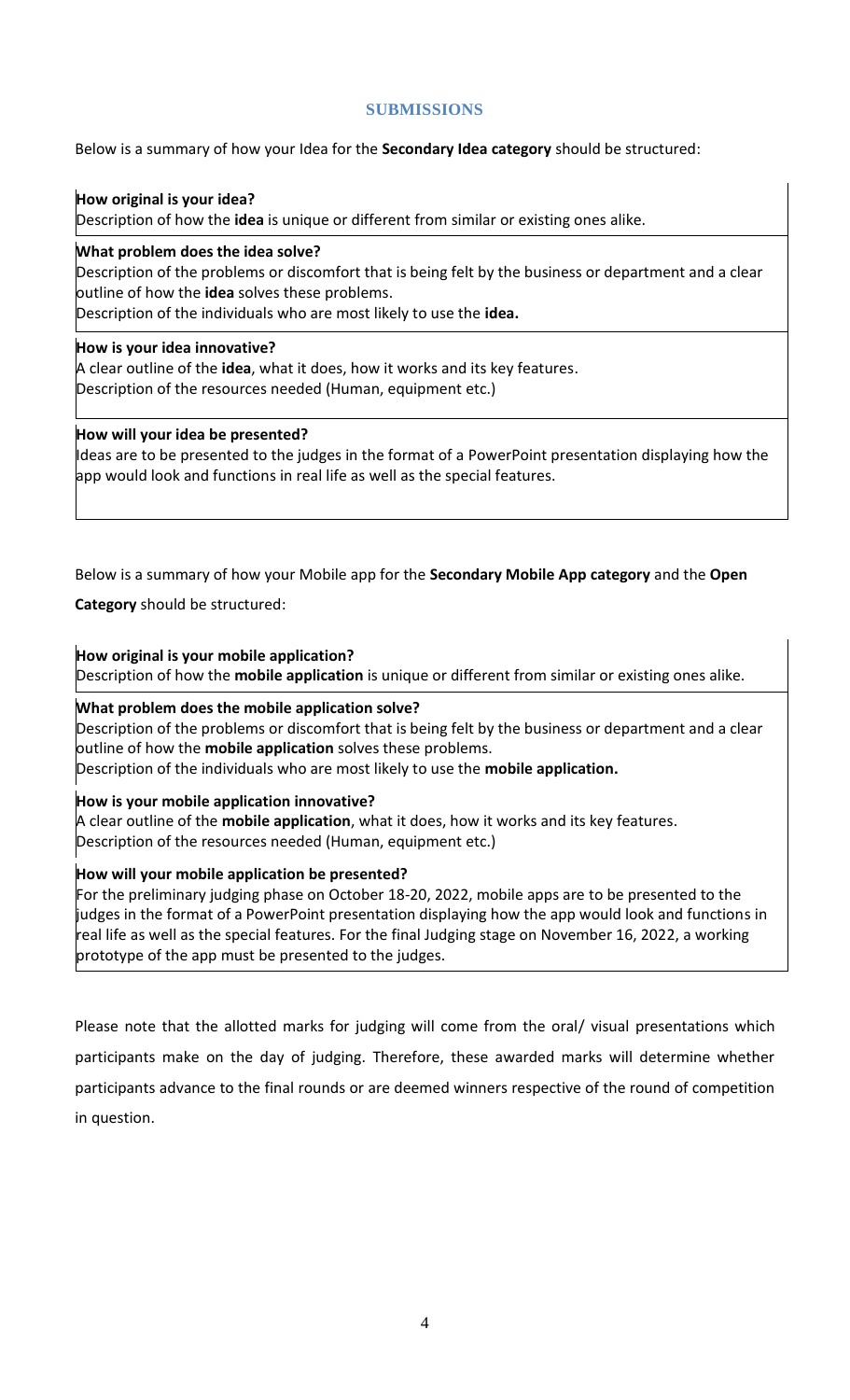## SUBMISSIONS

Below is a summary of how your Idea for the **Secondary Idea category** should be structured:

**How original is your idea?**
Description of how the **idea** is unique or different from similar or existing ones alike.

**What problem does the idea solve?**
Description of the problems or discomfort that is being felt by the business or department and a clear outline of how the **idea** solves these problems.
Description of the individuals who are most likely to use the **idea.**

**How is your idea innovative?**
A clear outline of the **idea**, what it does, how it works and its key features.
Description of the resources needed (Human, equipment etc.)

**How will your idea be presented?**
Ideas are to be presented to the judges in the format of a PowerPoint presentation displaying how the app would look and functions in real life as well as the special features.

Below is a summary of how your Mobile app for the **Secondary Mobile App category** and the **Open Category** should be structured:

**How original is your mobile application?**
Description of how the **mobile application** is unique or different from similar or existing ones alike.

**What problem does the mobile application solve?**
Description of the problems or discomfort that is being felt by the business or department and a clear outline of how the **mobile application** solves these problems.
Description of the individuals who are most likely to use the **mobile application.**

**How is your mobile application innovative?**
A clear outline of the **mobile application**, what it does, how it works and its key features.
Description of the resources needed (Human, equipment etc.)

**How will your mobile application be presented?**
For the preliminary judging phase on October 18-20, 2022, mobile apps are to be presented to the judges in the format of a PowerPoint presentation displaying how the app would look and functions in real life as well as the special features. For the final Judging stage on November 16, 2022, a working prototype of the app must be presented to the judges.

Please note that the allotted marks for judging will come from the oral/ visual presentations which participants make on the day of judging. Therefore, these awarded marks will determine whether participants advance to the final rounds or are deemed winners respective of the round of competition in question.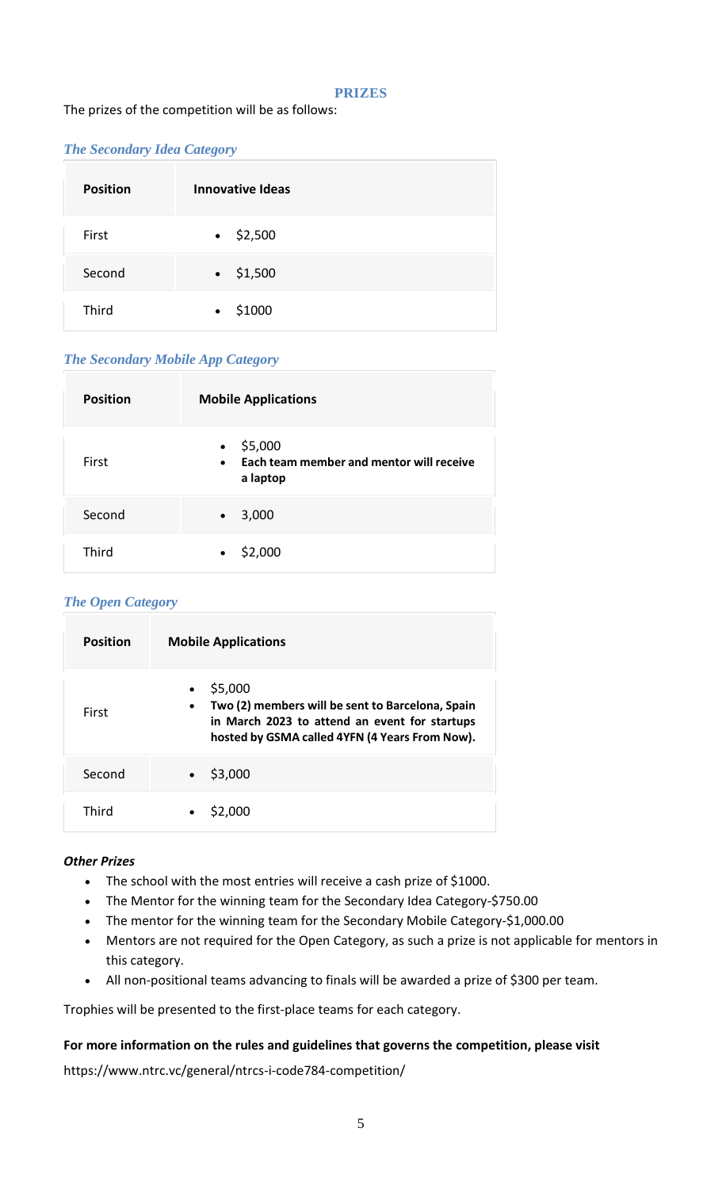## PRIZES

The prizes of the competition will be as follows:

### *The Secondary Idea Category*

| Position | Innovative Ideas |
|---|---|
| First | • $2,500 |
| Second | • $1,500 |
| Third | • $1000 |

### *The Secondary Mobile App Category*

| Position | Mobile Applications |
|---|---|
| First | • $5,000<br>• **Each team member and mentor will receive a laptop** |
| Second | • 3,000 |
| Third | • $2,000 |

### *The Open Category*

| Position | Mobile Applications |
|---|---|
| First | • $5,000<br>• **Two (2) members will be sent to Barcelona, Spain in March 2023 to attend an event for startups hosted by GSMA called 4YFN (4 Years From Now).** |
| Second | • $3,000 |
| Third | • $2,000 |

***Other Prizes***

- The school with the most entries will receive a cash prize of $1000.
- The Mentor for the winning team for the Secondary Idea Category-$750.00
- The mentor for the winning team for the Secondary Mobile Category-$1,000.00
- Mentors are not required for the Open Category, as such a prize is not applicable for mentors in this category.
- All non-positional teams advancing to finals will be awarded a prize of $300 per team.

Trophies will be presented to the first-place teams for each category.

**For more information on the rules and guidelines that governs the competition, please visit**

https://www.ntrc.vc/general/ntrcs-i-code784-competition/